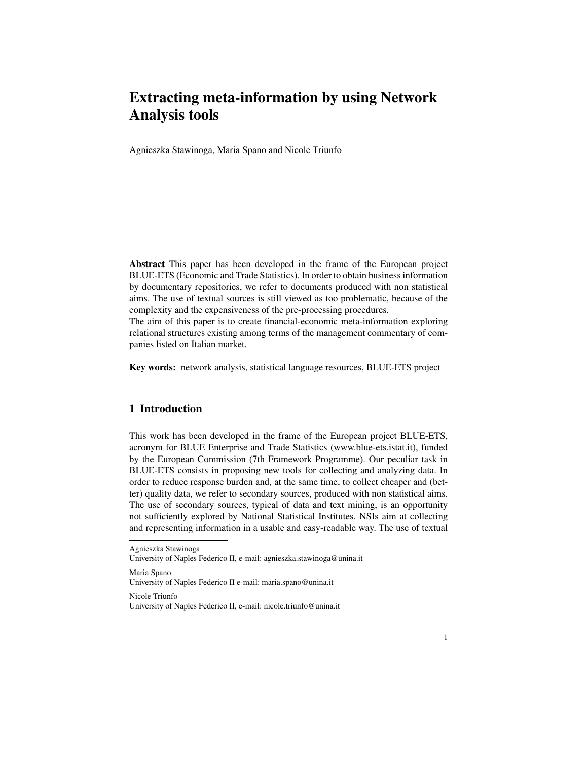# Extracting meta-information by using Network Analysis tools

Agnieszka Stawinoga, Maria Spano and Nicole Triunfo

**Abstract** This paper has been developed in the frame of the European project BLUE-ETS (Economic and Trade Statistics). In order to obtain business information by documentary repositories, we refer to documents produced with non statistical aims. The use of textual sources is still viewed as too problematic, because of the complexity and the expensiveness of the pre-processing procedures.
The aim of this paper is to create financial-economic meta-information exploring relational structures existing among terms of the management commentary of companies listed on Italian market.

**Key words:** network analysis, statistical language resources, BLUE-ETS project

## 1 Introduction

This work has been developed in the frame of the European project BLUE-ETS, acronym for BLUE Enterprise and Trade Statistics (www.blue-ets.istat.it), funded by the European Commission (7th Framework Programme). Our peculiar task in BLUE-ETS consists in proposing new tools for collecting and analyzing data. In order to reduce response burden and, at the same time, to collect cheaper and (better) quality data, we refer to secondary sources, produced with non statistical aims. The use of secondary sources, typical of data and text mining, is an opportunity not sufficiently explored by National Statistical Institutes. NSIs aim at collecting and representing information in a usable and easy-readable way. The use of textual

---

Agnieszka Stawinoga
University of Naples Federico II, e-mail: agnieszka.stawinoga@unina.it

Maria Spano
University of Naples Federico II e-mail: maria.spano@unina.it

Nicole Triunfo
University of Naples Federico II, e-mail: nicole.triunfo@unina.it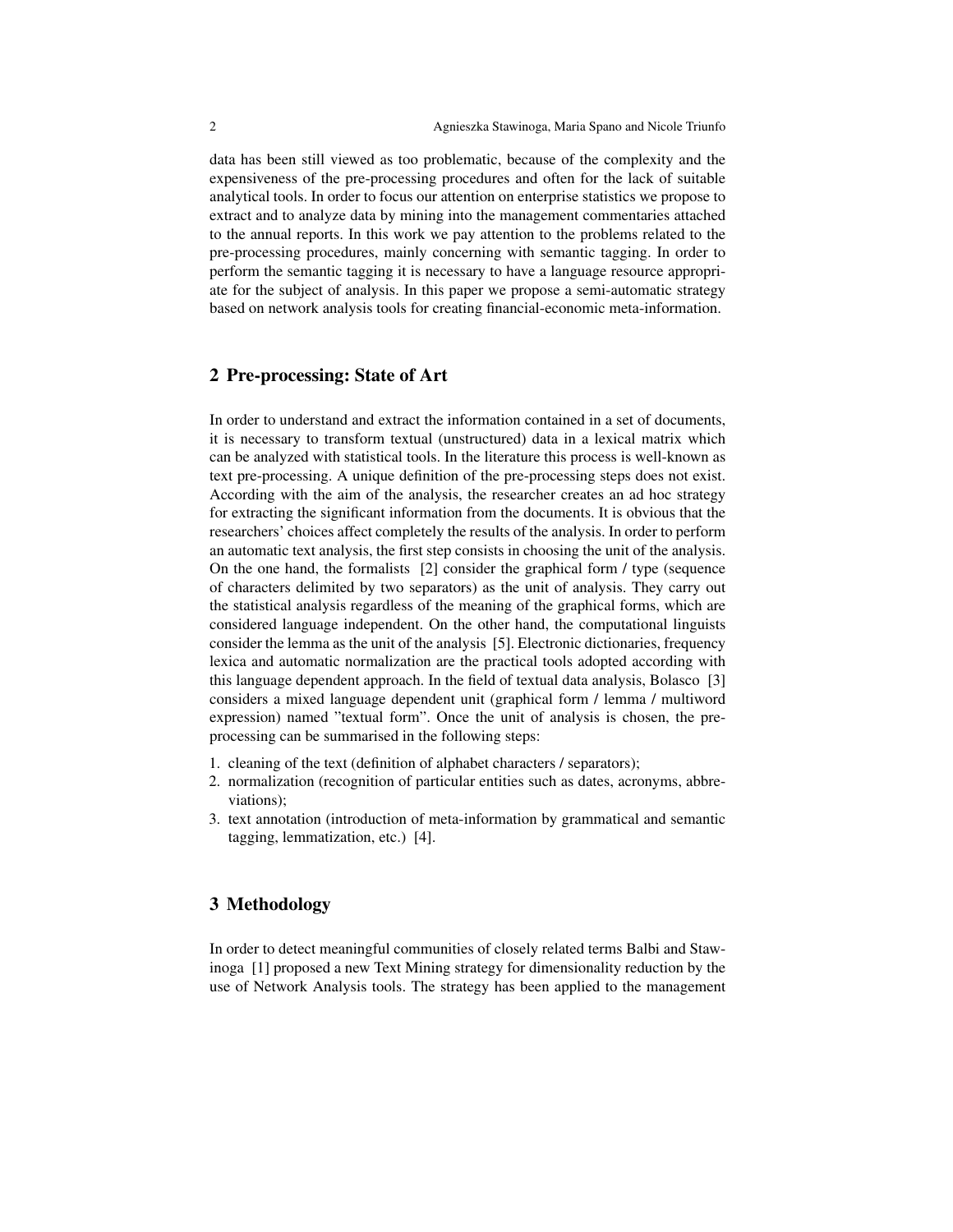data has been still viewed as too problematic, because of the complexity and the expensiveness of the pre-processing procedures and often for the lack of suitable analytical tools. In order to focus our attention on enterprise statistics we propose to extract and to analyze data by mining into the management commentaries attached to the annual reports. In this work we pay attention to the problems related to the pre-processing procedures, mainly concerning with semantic tagging. In order to perform the semantic tagging it is necessary to have a language resource appropriate for the subject of analysis. In this paper we propose a semi-automatic strategy based on network analysis tools for creating financial-economic meta-information.

## 2 Pre-processing: State of Art

In order to understand and extract the information contained in a set of documents, it is necessary to transform textual (unstructured) data in a lexical matrix which can be analyzed with statistical tools. In the literature this process is well-known as text pre-processing. A unique definition of the pre-processing steps does not exist. According with the aim of the analysis, the researcher creates an ad hoc strategy for extracting the significant information from the documents. It is obvious that the researchers' choices affect completely the results of the analysis. In order to perform an automatic text analysis, the first step consists in choosing the unit of the analysis. On the one hand, the formalists [2] consider the graphical form / type (sequence of characters delimited by two separators) as the unit of analysis. They carry out the statistical analysis regardless of the meaning of the graphical forms, which are considered language independent. On the other hand, the computational linguists consider the lemma as the unit of the analysis [5]. Electronic dictionaries, frequency lexica and automatic normalization are the practical tools adopted according with this language dependent approach. In the field of textual data analysis, Bolasco [3] considers a mixed language dependent unit (graphical form / lemma / multiword expression) named "textual form". Once the unit of analysis is chosen, the pre-processing can be summarised in the following steps:

1. cleaning of the text (definition of alphabet characters / separators);
2. normalization (recognition of particular entities such as dates, acronyms, abbreviations);
3. text annotation (introduction of meta-information by grammatical and semantic tagging, lemmatization, etc.) [4].

## 3 Methodology

In order to detect meaningful communities of closely related terms Balbi and Stawinoga [1] proposed a new Text Mining strategy for dimensionality reduction by the use of Network Analysis tools. The strategy has been applied to the management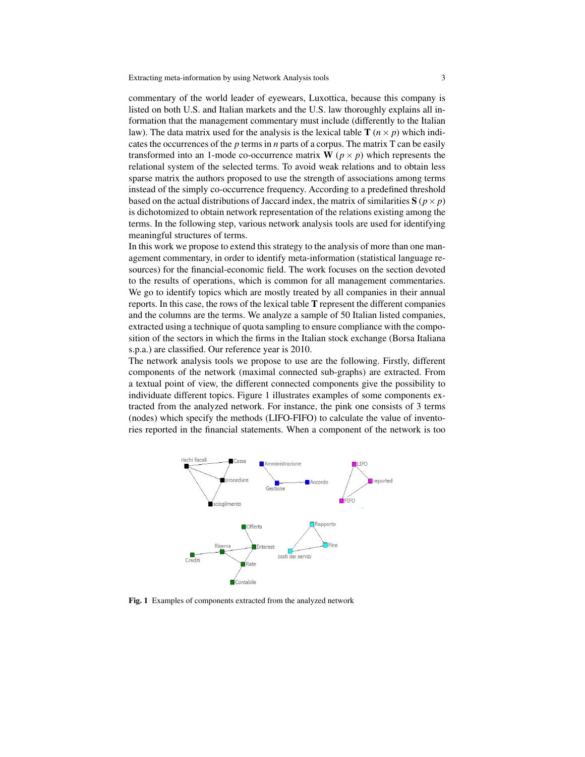commentary of the world leader of eyewears, Luxottica, because this company is listed on both U.S. and Italian markets and the U.S. law thoroughly explains all information that the management commentary must include (differently to the Italian law). The data matrix used for the analysis is the lexical table $\mathbf{T}$ $(n \times p)$ which indicates the occurrences of the $p$ terms in $n$ parts of a corpus. The matrix T can be easily transformed into an 1-mode co-occurrence matrix $\mathbf{W}$ $(p \times p)$ which represents the relational system of the selected terms. To avoid weak relations and to obtain less sparse matrix the authors proposed to use the strength of associations among terms instead of the simply co-occurrence frequency. According to a predefined threshold based on the actual distributions of Jaccard index, the matrix of similarities $\mathbf{S}$ $(p \times p)$ is dichotomized to obtain network representation of the relations existing among the terms. In the following step, various network analysis tools are used for identifying meaningful structures of terms.

In this work we propose to extend this strategy to the analysis of more than one management commentary, in order to identify meta-information (statistical language resources) for the financial-economic field. The work focuses on the section devoted to the results of operations, which is common for all management commentaries. We go to identify topics which are mostly treated by all companies in their annual reports. In this case, the rows of the lexical table $\mathbf{T}$ represent the different companies and the columns are the terms. We analyze a sample of 50 Italian listed companies, extracted using a technique of quota sampling to ensure compliance with the composition of the sectors in which the firms in the Italian stock exchange (Borsa Italiana s.p.a.) are classified. Our reference year is 2010.

The network analysis tools we propose to use are the following. Firstly, different components of the network (maximal connected sub-graphs) are extracted. From a textual point of view, the different connected components give the possibility to individuate different topics. Figure 1 illustrates examples of some components extracted from the analyzed network. For instance, the pink one consists of 3 terms (nodes) which specify the methods (LIFO-FIFO) to calculate the value of inventories reported in the financial statements. When a component of the network is too

**Fig. 1** Examples of components extracted from the analyzed network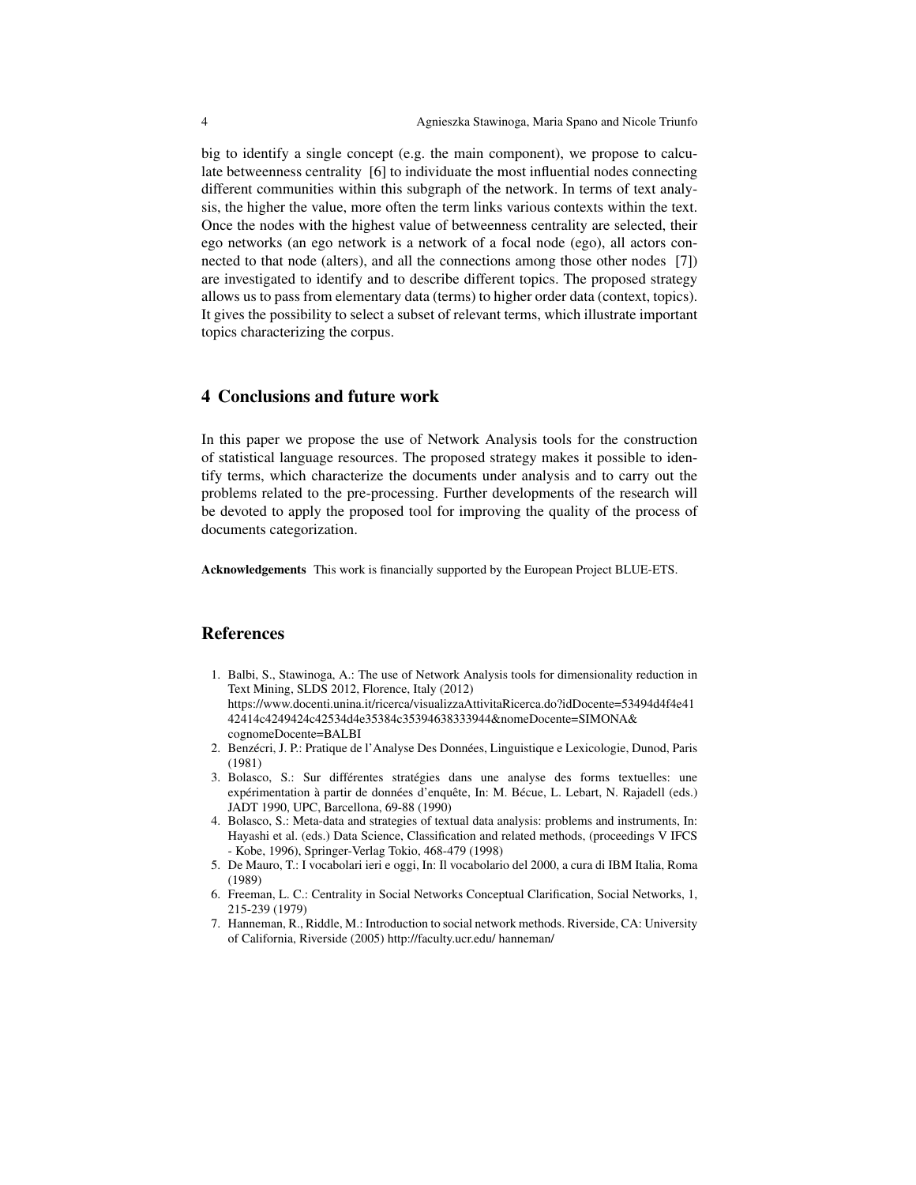big to identify a single concept (e.g. the main component), we propose to calculate betweenness centrality [6] to individuate the most influential nodes connecting different communities within this subgraph of the network. In terms of text analysis, the higher the value, more often the term links various contexts within the text. Once the nodes with the highest value of betweenness centrality are selected, their ego networks (an ego network is a network of a focal node (ego), all actors connected to that node (alters), and all the connections among those other nodes [7]) are investigated to identify and to describe different topics. The proposed strategy allows us to pass from elementary data (terms) to higher order data (context, topics). It gives the possibility to select a subset of relevant terms, which illustrate important topics characterizing the corpus.

## 4 Conclusions and future work

In this paper we propose the use of Network Analysis tools for the construction of statistical language resources. The proposed strategy makes it possible to identify terms, which characterize the documents under analysis and to carry out the problems related to the pre-processing. Further developments of the research will be devoted to apply the proposed tool for improving the quality of the process of documents categorization.

**Acknowledgements** This work is financially supported by the European Project BLUE-ETS.

## References

1. Balbi, S., Stawinoga, A.: The use of Network Analysis tools for dimensionality reduction in Text Mining, SLDS 2012, Florence, Italy (2012) https://www.docenti.unina.it/ricerca/visualizzaAttivitaRicerca.do?idDocente=53494d4f4e4142414c4249424c42534d4e35384c35394638333944&nomeDocente=SIMONA&cognomeDocente=BALBI
2. Benzécri, J. P.: Pratique de l'Analyse Des Données, Linguistique e Lexicologie, Dunod, Paris (1981)
3. Bolasco, S.: Sur différentes stratégies dans une analyse des forms textuelles: une expérimentation à partir de données d'enquête, In: M. Bécue, L. Lebart, N. Rajadell (eds.) JADT 1990, UPC, Barcellona, 69-88 (1990)
4. Bolasco, S.: Meta-data and strategies of textual data analysis: problems and instruments, In: Hayashi et al. (eds.) Data Science, Classification and related methods, (proceedings V IFCS - Kobe, 1996), Springer-Verlag Tokio, 468-479 (1998)
5. De Mauro, T.: I vocabolari ieri e oggi, In: Il vocabolario del 2000, a cura di IBM Italia, Roma (1989)
6. Freeman, L. C.: Centrality in Social Networks Conceptual Clarification, Social Networks, 1, 215-239 (1979)
7. Hanneman, R., Riddle, M.: Introduction to social network methods. Riverside, CA: University of California, Riverside (2005) http://faculty.ucr.edu/ hanneman/